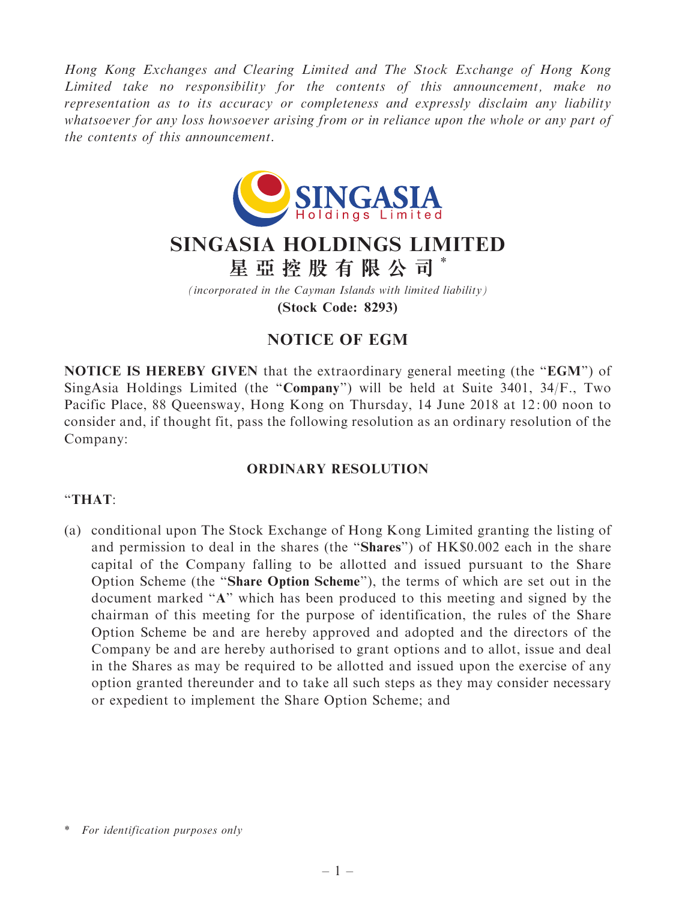*Hong Kong Exchanges and Clearing Limited and The Stock Exchange of Hong Kong Limited take no responsibility for the contents of this announcement, make no representation as to its accuracy or completeness and expressly disclaim any liability whatsoever for any loss howsoever arising from or in reliance upon the whole or any part of the contents of this announcement.*

# SINGASIA HOLDINGS LIMITED
# 星亞控股有限公司*

*(incorporated in the Cayman Islands with limited liability)*

**(Stock Code: 8293)**

## NOTICE OF EGM

**NOTICE IS HEREBY GIVEN** that the extraordinary general meeting (the "**EGM**") of SingAsia Holdings Limited (the "**Company**") will be held at Suite 3401, 34/F., Two Pacific Place, 88 Queensway, Hong Kong on Thursday, 14 June 2018 at 12:00 noon to consider and, if thought fit, pass the following resolution as an ordinary resolution of the Company:

### ORDINARY RESOLUTION

"**THAT**:

(a) conditional upon The Stock Exchange of Hong Kong Limited granting the listing of and permission to deal in the shares (the "**Shares**") of HK$0.002 each in the share capital of the Company falling to be allotted and issued pursuant to the Share Option Scheme (the "**Share Option Scheme**"), the terms of which are set out in the document marked "**A**" which has been produced to this meeting and signed by the chairman of this meeting for the purpose of identification, the rules of the Share Option Scheme be and are hereby approved and adopted and the directors of the Company be and are hereby authorised to grant options and to allot, issue and deal in the Shares as may be required to be allotted and issued upon the exercise of any option granted thereunder and to take all such steps as they may consider necessary or expedient to implement the Share Option Scheme; and

\* *For identification purposes only*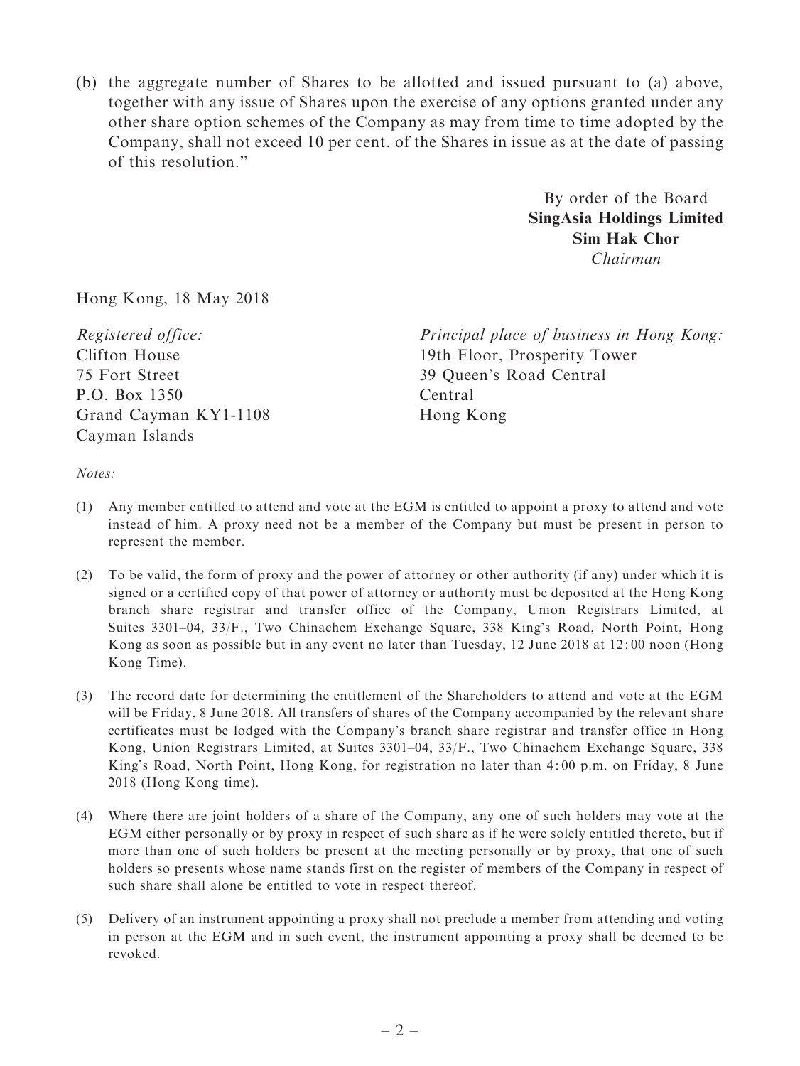(b) the aggregate number of Shares to be allotted and issued pursuant to (a) above, together with any issue of Shares upon the exercise of any options granted under any other share option schemes of the Company as may from time to time adopted by the Company, shall not exceed 10 per cent. of the Shares in issue as at the date of passing of this resolution."

By order of the Board
**SingAsia Holdings Limited**
**Sim Hak Chor**
*Chairman*

Hong Kong, 18 May 2018

*Registered office:*
Clifton House
75 Fort Street
P.O. Box 1350
Grand Cayman KY1-1108
Cayman Islands

*Principal place of business in Hong Kong:*
19th Floor, Prosperity Tower
39 Queen's Road Central
Central
Hong Kong

*Notes:*

(1) Any member entitled to attend and vote at the EGM is entitled to appoint a proxy to attend and vote instead of him. A proxy need not be a member of the Company but must be present in person to represent the member.

(2) To be valid, the form of proxy and the power of attorney or other authority (if any) under which it is signed or a certified copy of that power of attorney or authority must be deposited at the Hong Kong branch share registrar and transfer office of the Company, Union Registrars Limited, at Suites 3301–04, 33/F., Two Chinachem Exchange Square, 338 King's Road, North Point, Hong Kong as soon as possible but in any event no later than Tuesday, 12 June 2018 at 12:00 noon (Hong Kong Time).

(3) The record date for determining the entitlement of the Shareholders to attend and vote at the EGM will be Friday, 8 June 2018. All transfers of shares of the Company accompanied by the relevant share certificates must be lodged with the Company's branch share registrar and transfer office in Hong Kong, Union Registrars Limited, at Suites 3301–04, 33/F., Two Chinachem Exchange Square, 338 King's Road, North Point, Hong Kong, for registration no later than 4:00 p.m. on Friday, 8 June 2018 (Hong Kong time).

(4) Where there are joint holders of a share of the Company, any one of such holders may vote at the EGM either personally or by proxy in respect of such share as if he were solely entitled thereto, but if more than one of such holders be present at the meeting personally or by proxy, that one of such holders so presents whose name stands first on the register of members of the Company in respect of such share shall alone be entitled to vote in respect thereof.

(5) Delivery of an instrument appointing a proxy shall not preclude a member from attending and voting in person at the EGM and in such event, the instrument appointing a proxy shall be deemed to be revoked.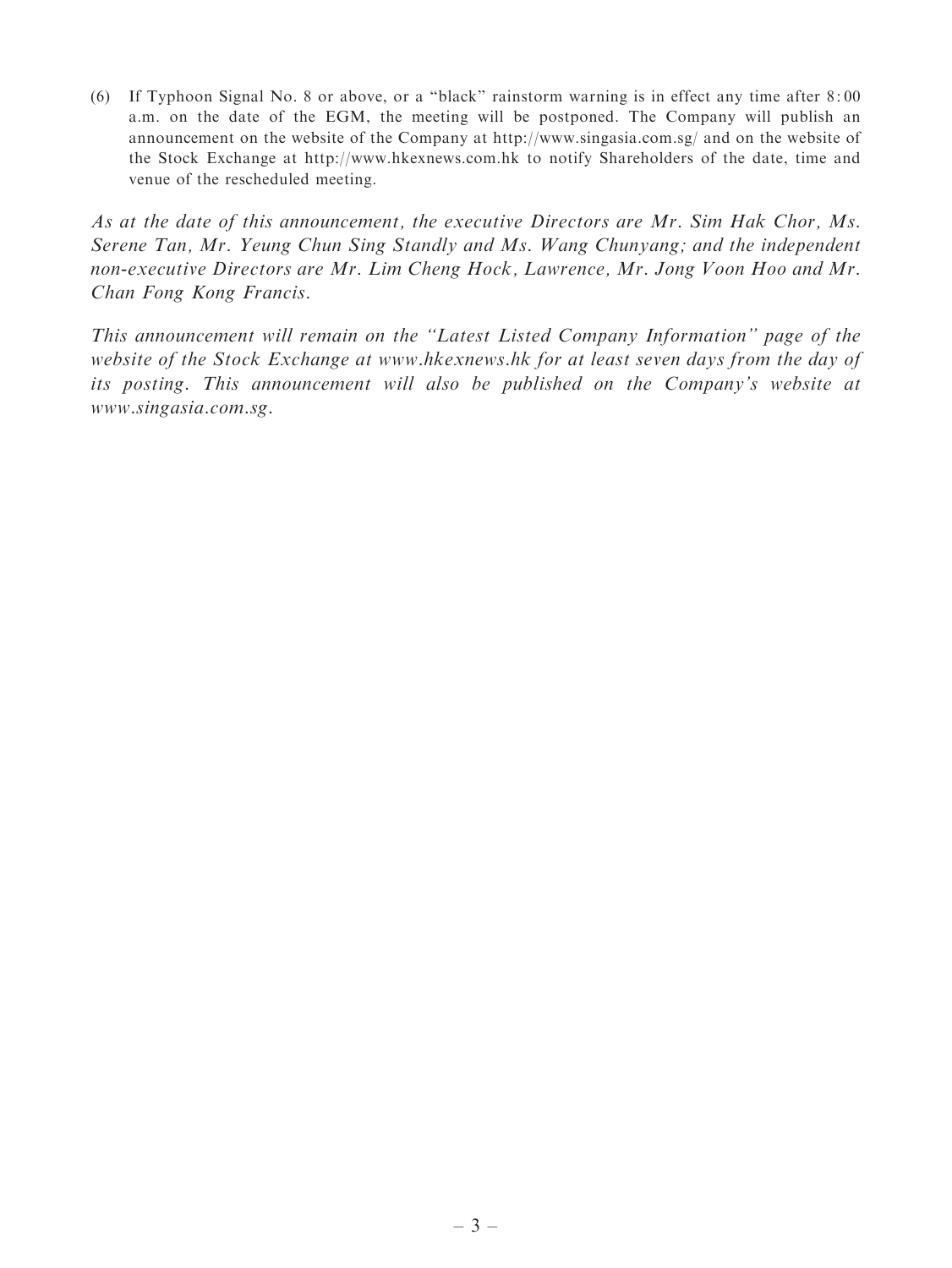(6) If Typhoon Signal No. 8 or above, or a "black" rainstorm warning is in effect any time after 8:00 a.m. on the date of the EGM, the meeting will be postponed. The Company will publish an announcement on the website of the Company at http://www.singasia.com.sg/ and on the website of the Stock Exchange at http://www.hkexnews.com.hk to notify Shareholders of the date, time and venue of the rescheduled meeting.

*As at the date of this announcement, the executive Directors are Mr. Sim Hak Chor, Ms. Serene Tan, Mr. Yeung Chun Sing Standly and Ms. Wang Chunyang; and the independent non-executive Directors are Mr. Lim Cheng Hock, Lawrence, Mr. Jong Voon Hoo and Mr. Chan Fong Kong Francis.*

*This announcement will remain on the "Latest Listed Company Information" page of the website of the Stock Exchange at www.hkexnews.hk for at least seven days from the day of its posting. This announcement will also be published on the Company's website at www.singasia.com.sg.*